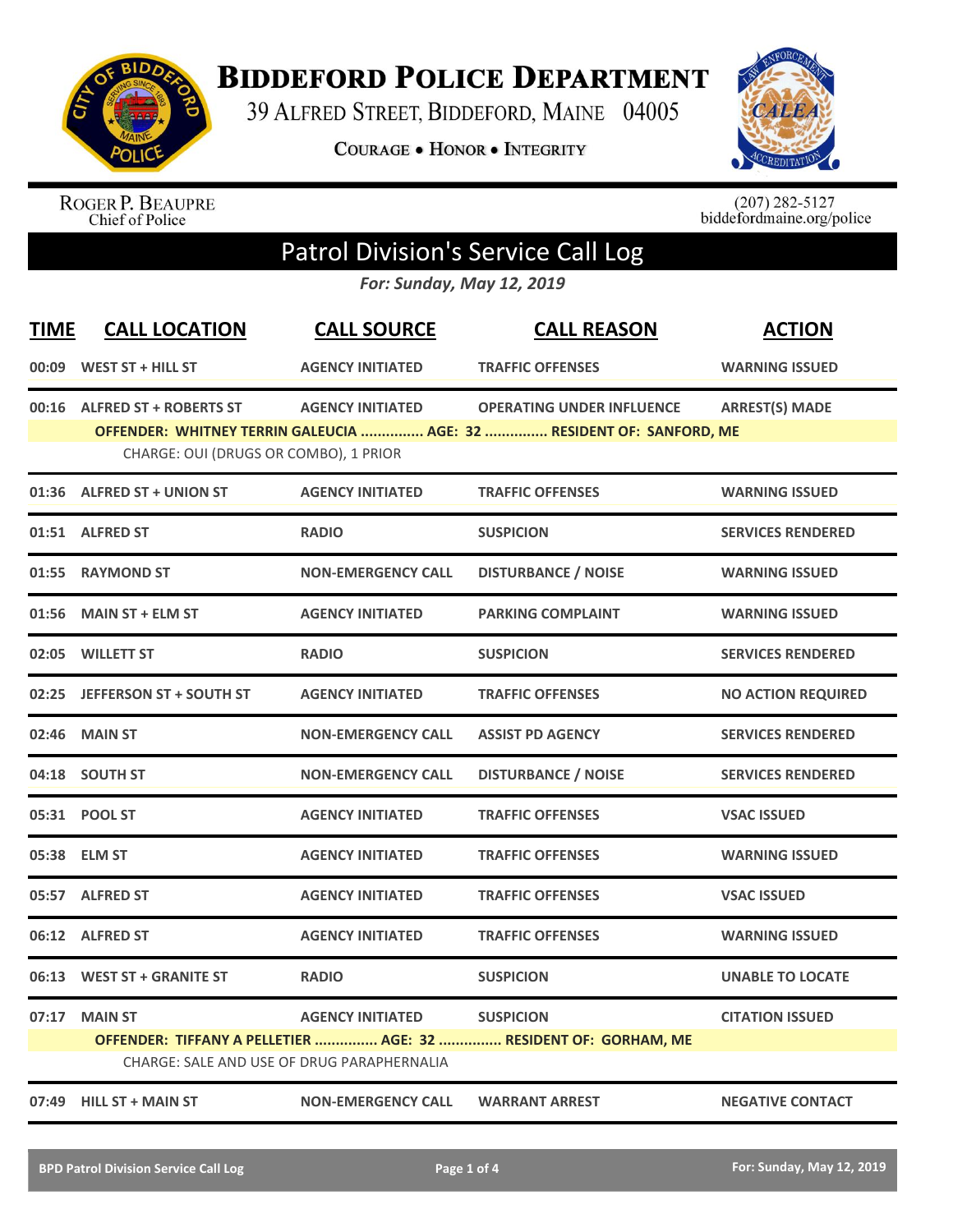# Biddeford Police Department

39 Alfred Street, Biddeford, Maine 04005

Courage • Honor • Integrity

Roger P. Beaupre
Chief of Police

(207) 282-5127
biddefordmaine.org/police

## Patrol Division's Service Call Log

*For: Sunday, May 12, 2019*

| TIME | CALL LOCATION | CALL SOURCE | CALL REASON | ACTION |
|---|---|---|---|---|
| 00:09 | WEST ST + HILL ST | AGENCY INITIATED | TRAFFIC OFFENSES | WARNING ISSUED |
| 00:16 | ALFRED ST + ROBERTS ST | AGENCY INITIATED | OPERATING UNDER INFLUENCE | ARREST(S) MADE |
| | OFFENDER: WHITNEY TERRIN GALEUCIA ............... AGE: 32 ............... RESIDENT OF: SANFORD, ME | | | |
| | CHARGE: OUI (DRUGS OR COMBO), 1 PRIOR | | | |
| 01:36 | ALFRED ST + UNION ST | AGENCY INITIATED | TRAFFIC OFFENSES | WARNING ISSUED |
| 01:51 | ALFRED ST | RADIO | SUSPICION | SERVICES RENDERED |
| 01:55 | RAYMOND ST | NON-EMERGENCY CALL | DISTURBANCE / NOISE | WARNING ISSUED |
| 01:56 | MAIN ST + ELM ST | AGENCY INITIATED | PARKING COMPLAINT | WARNING ISSUED |
| 02:05 | WILLETT ST | RADIO | SUSPICION | SERVICES RENDERED |
| 02:25 | JEFFERSON ST + SOUTH ST | AGENCY INITIATED | TRAFFIC OFFENSES | NO ACTION REQUIRED |
| 02:46 | MAIN ST | NON-EMERGENCY CALL | ASSIST PD AGENCY | SERVICES RENDERED |
| 04:18 | SOUTH ST | NON-EMERGENCY CALL | DISTURBANCE / NOISE | SERVICES RENDERED |
| 05:31 | POOL ST | AGENCY INITIATED | TRAFFIC OFFENSES | VSAC ISSUED |
| 05:38 | ELM ST | AGENCY INITIATED | TRAFFIC OFFENSES | WARNING ISSUED |
| 05:57 | ALFRED ST | AGENCY INITIATED | TRAFFIC OFFENSES | VSAC ISSUED |
| 06:12 | ALFRED ST | AGENCY INITIATED | TRAFFIC OFFENSES | WARNING ISSUED |
| 06:13 | WEST ST + GRANITE ST | RADIO | SUSPICION | UNABLE TO LOCATE |
| 07:17 | MAIN ST | AGENCY INITIATED | SUSPICION | CITATION ISSUED |
| | OFFENDER: TIFFANY A PELLETIER ............... AGE: 32 ............... RESIDENT OF: GORHAM, ME | | | |
| | CHARGE: SALE AND USE OF DRUG PARAPHERNALIA | | | |
| 07:49 | HILL ST + MAIN ST | NON-EMERGENCY CALL | WARRANT ARREST | NEGATIVE CONTACT |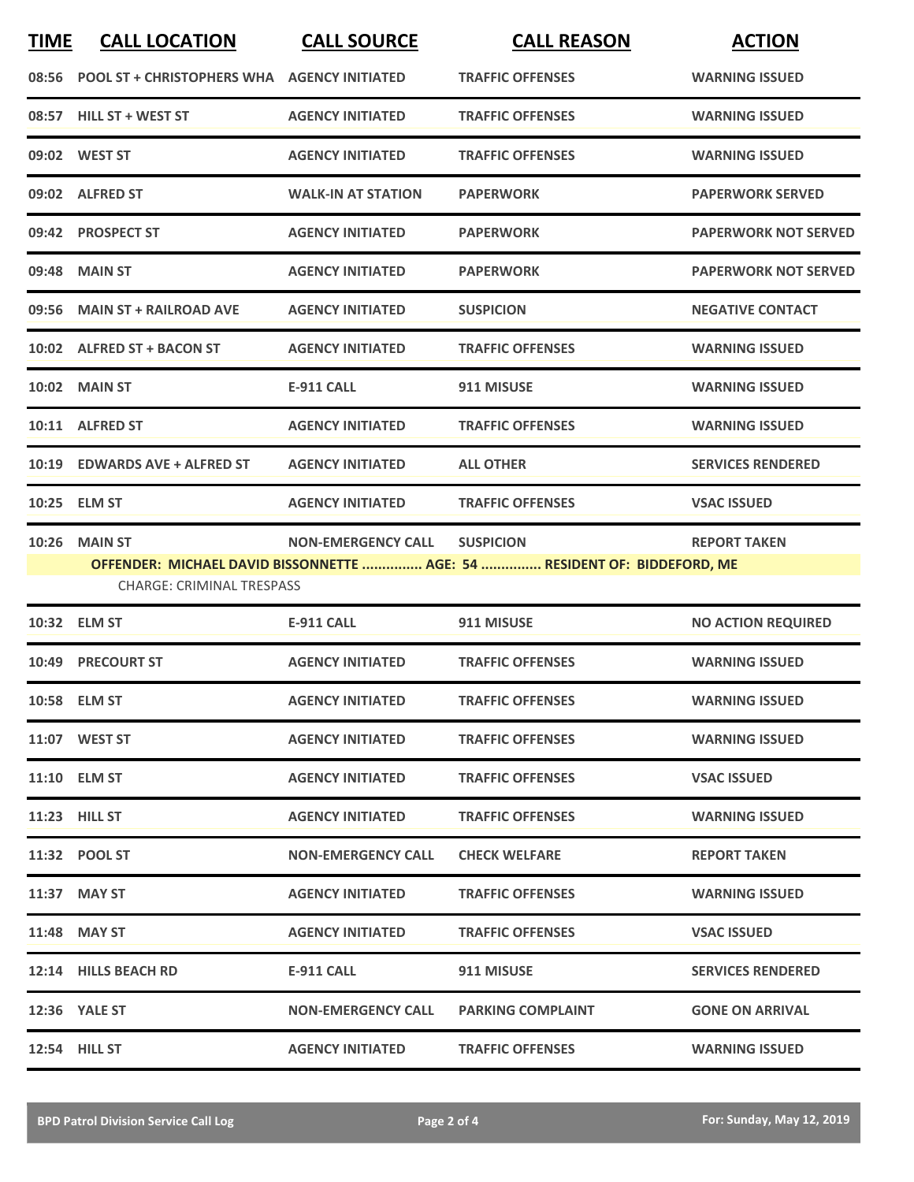| TIME | CALL LOCATION | CALL SOURCE | CALL REASON | ACTION |
|---|---|---|---|---|
| 08:56 | POOL ST + CHRISTOPHERS WHA | AGENCY INITIATED | TRAFFIC OFFENSES | WARNING ISSUED |
| 08:57 | HILL ST + WEST ST | AGENCY INITIATED | TRAFFIC OFFENSES | WARNING ISSUED |
| 09:02 | WEST ST | AGENCY INITIATED | TRAFFIC OFFENSES | WARNING ISSUED |
| 09:02 | ALFRED ST | WALK-IN AT STATION | PAPERWORK | PAPERWORK SERVED |
| 09:42 | PROSPECT ST | AGENCY INITIATED | PAPERWORK | PAPERWORK NOT SERVED |
| 09:48 | MAIN ST | AGENCY INITIATED | PAPERWORK | PAPERWORK NOT SERVED |
| 09:56 | MAIN ST + RAILROAD AVE | AGENCY INITIATED | SUSPICION | NEGATIVE CONTACT |
| 10:02 | ALFRED ST + BACON ST | AGENCY INITIATED | TRAFFIC OFFENSES | WARNING ISSUED |
| 10:02 | MAIN ST | E-911 CALL | 911 MISUSE | WARNING ISSUED |
| 10:11 | ALFRED ST | AGENCY INITIATED | TRAFFIC OFFENSES | WARNING ISSUED |
| 10:19 | EDWARDS AVE + ALFRED ST | AGENCY INITIATED | ALL OTHER | SERVICES RENDERED |
| 10:25 | ELM ST | AGENCY INITIATED | TRAFFIC OFFENSES | VSAC ISSUED |
| 10:26 | MAIN ST | NON-EMERGENCY CALL | SUSPICION | REPORT TAKEN |
| | OFFENDER: MICHAEL DAVID BISSONNETTE ............... AGE: 54 ............... RESIDENT OF: BIDDEFORD, ME | | | |
| | CHARGE: CRIMINAL TRESPASS | | | |
| 10:32 | ELM ST | E-911 CALL | 911 MISUSE | NO ACTION REQUIRED |
| 10:49 | PRECOURT ST | AGENCY INITIATED | TRAFFIC OFFENSES | WARNING ISSUED |
| 10:58 | ELM ST | AGENCY INITIATED | TRAFFIC OFFENSES | WARNING ISSUED |
| 11:07 | WEST ST | AGENCY INITIATED | TRAFFIC OFFENSES | WARNING ISSUED |
| 11:10 | ELM ST | AGENCY INITIATED | TRAFFIC OFFENSES | VSAC ISSUED |
| 11:23 | HILL ST | AGENCY INITIATED | TRAFFIC OFFENSES | WARNING ISSUED |
| 11:32 | POOL ST | NON-EMERGENCY CALL | CHECK WELFARE | REPORT TAKEN |
| 11:37 | MAY ST | AGENCY INITIATED | TRAFFIC OFFENSES | WARNING ISSUED |
| 11:48 | MAY ST | AGENCY INITIATED | TRAFFIC OFFENSES | VSAC ISSUED |
| 12:14 | HILLS BEACH RD | E-911 CALL | 911 MISUSE | SERVICES RENDERED |
| 12:36 | YALE ST | NON-EMERGENCY CALL | PARKING COMPLAINT | GONE ON ARRIVAL |
| 12:54 | HILL ST | AGENCY INITIATED | TRAFFIC OFFENSES | WARNING ISSUED |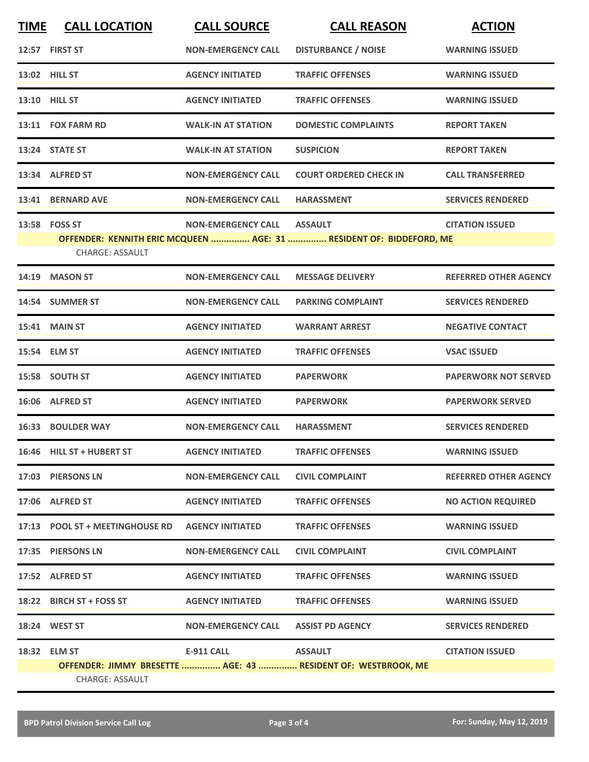| TIME | CALL LOCATION | CALL SOURCE | CALL REASON | ACTION |
|---|---|---|---|---|
| 12:57 | FIRST ST | NON-EMERGENCY CALL | DISTURBANCE / NOISE | WARNING ISSUED |
| 13:02 | HILL ST | AGENCY INITIATED | TRAFFIC OFFENSES | WARNING ISSUED |
| 13:10 | HILL ST | AGENCY INITIATED | TRAFFIC OFFENSES | WARNING ISSUED |
| 13:11 | FOX FARM RD | WALK-IN AT STATION | DOMESTIC COMPLAINTS | REPORT TAKEN |
| 13:24 | STATE ST | WALK-IN AT STATION | SUSPICION | REPORT TAKEN |
| 13:34 | ALFRED ST | NON-EMERGENCY CALL | COURT ORDERED CHECK IN | CALL TRANSFERRED |
| 13:41 | BERNARD AVE | NON-EMERGENCY CALL | HARASSMENT | SERVICES RENDERED |
| 13:58 | FOSS ST | NON-EMERGENCY CALL | ASSAULT | CITATION ISSUED |
| | OFFENDER: KENNITH ERIC MCQUEEN ............... AGE: 31 ............... RESIDENT OF: BIDDEFORD, ME | | | |
| | CHARGE: ASSAULT | | | |
| 14:19 | MASON ST | NON-EMERGENCY CALL | MESSAGE DELIVERY | REFERRED OTHER AGENCY |
| 14:54 | SUMMER ST | NON-EMERGENCY CALL | PARKING COMPLAINT | SERVICES RENDERED |
| 15:41 | MAIN ST | AGENCY INITIATED | WARRANT ARREST | NEGATIVE CONTACT |
| 15:54 | ELM ST | AGENCY INITIATED | TRAFFIC OFFENSES | VSAC ISSUED |
| 15:58 | SOUTH ST | AGENCY INITIATED | PAPERWORK | PAPERWORK NOT SERVED |
| 16:06 | ALFRED ST | AGENCY INITIATED | PAPERWORK | PAPERWORK SERVED |
| 16:33 | BOULDER WAY | NON-EMERGENCY CALL | HARASSMENT | SERVICES RENDERED |
| 16:46 | HILL ST + HUBERT ST | AGENCY INITIATED | TRAFFIC OFFENSES | WARNING ISSUED |
| 17:03 | PIERSONS LN | NON-EMERGENCY CALL | CIVIL COMPLAINT | REFERRED OTHER AGENCY |
| 17:06 | ALFRED ST | AGENCY INITIATED | TRAFFIC OFFENSES | NO ACTION REQUIRED |
| 17:13 | POOL ST + MEETINGHOUSE RD | AGENCY INITIATED | TRAFFIC OFFENSES | WARNING ISSUED |
| 17:35 | PIERSONS LN | NON-EMERGENCY CALL | CIVIL COMPLAINT | CIVIL COMPLAINT |
| 17:52 | ALFRED ST | AGENCY INITIATED | TRAFFIC OFFENSES | WARNING ISSUED |
| 18:22 | BIRCH ST + FOSS ST | AGENCY INITIATED | TRAFFIC OFFENSES | WARNING ISSUED |
| 18:24 | WEST ST | NON-EMERGENCY CALL | ASSIST PD AGENCY | SERVICES RENDERED |
| 18:32 | ELM ST | E-911 CALL | ASSAULT | CITATION ISSUED |
| | OFFENDER: JIMMY BRESETTE ............... AGE: 43 ............... RESIDENT OF: WESTBROOK, ME | | | |
| | CHARGE: ASSAULT | | | |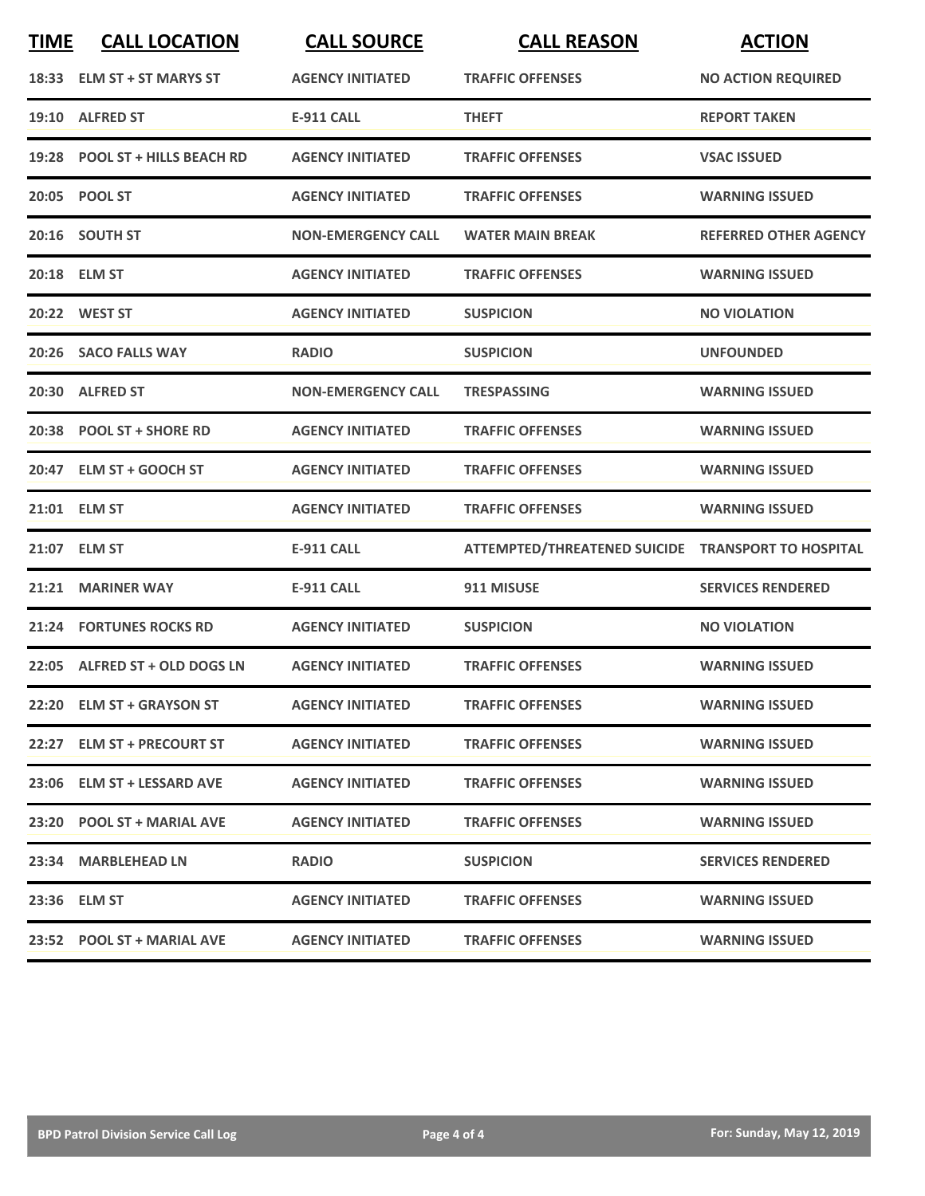| TIME | CALL LOCATION | CALL SOURCE | CALL REASON | ACTION |
|---|---|---|---|---|
| 18:33 | ELM ST + ST MARYS ST | AGENCY INITIATED | TRAFFIC OFFENSES | NO ACTION REQUIRED |
| 19:10 | ALFRED ST | E-911 CALL | THEFT | REPORT TAKEN |
| 19:28 | POOL ST + HILLS BEACH RD | AGENCY INITIATED | TRAFFIC OFFENSES | VSAC ISSUED |
| 20:05 | POOL ST | AGENCY INITIATED | TRAFFIC OFFENSES | WARNING ISSUED |
| 20:16 | SOUTH ST | NON-EMERGENCY CALL | WATER MAIN BREAK | REFERRED OTHER AGENCY |
| 20:18 | ELM ST | AGENCY INITIATED | TRAFFIC OFFENSES | WARNING ISSUED |
| 20:22 | WEST ST | AGENCY INITIATED | SUSPICION | NO VIOLATION |
| 20:26 | SACO FALLS WAY | RADIO | SUSPICION | UNFOUNDED |
| 20:30 | ALFRED ST | NON-EMERGENCY CALL | TRESPASSING | WARNING ISSUED |
| 20:38 | POOL ST + SHORE RD | AGENCY INITIATED | TRAFFIC OFFENSES | WARNING ISSUED |
| 20:47 | ELM ST + GOOCH ST | AGENCY INITIATED | TRAFFIC OFFENSES | WARNING ISSUED |
| 21:01 | ELM ST | AGENCY INITIATED | TRAFFIC OFFENSES | WARNING ISSUED |
| 21:07 | ELM ST | E-911 CALL | ATTEMPTED/THREATENED SUICIDE | TRANSPORT TO HOSPITAL |
| 21:21 | MARINER WAY | E-911 CALL | 911 MISUSE | SERVICES RENDERED |
| 21:24 | FORTUNES ROCKS RD | AGENCY INITIATED | SUSPICION | NO VIOLATION |
| 22:05 | ALFRED ST + OLD DOGS LN | AGENCY INITIATED | TRAFFIC OFFENSES | WARNING ISSUED |
| 22:20 | ELM ST + GRAYSON ST | AGENCY INITIATED | TRAFFIC OFFENSES | WARNING ISSUED |
| 22:27 | ELM ST + PRECOURT ST | AGENCY INITIATED | TRAFFIC OFFENSES | WARNING ISSUED |
| 23:06 | ELM ST + LESSARD AVE | AGENCY INITIATED | TRAFFIC OFFENSES | WARNING ISSUED |
| 23:20 | POOL ST + MARIAL AVE | AGENCY INITIATED | TRAFFIC OFFENSES | WARNING ISSUED |
| 23:34 | MARBLEHEAD LN | RADIO | SUSPICION | SERVICES RENDERED |
| 23:36 | ELM ST | AGENCY INITIATED | TRAFFIC OFFENSES | WARNING ISSUED |
| 23:52 | POOL ST + MARIAL AVE | AGENCY INITIATED | TRAFFIC OFFENSES | WARNING ISSUED |